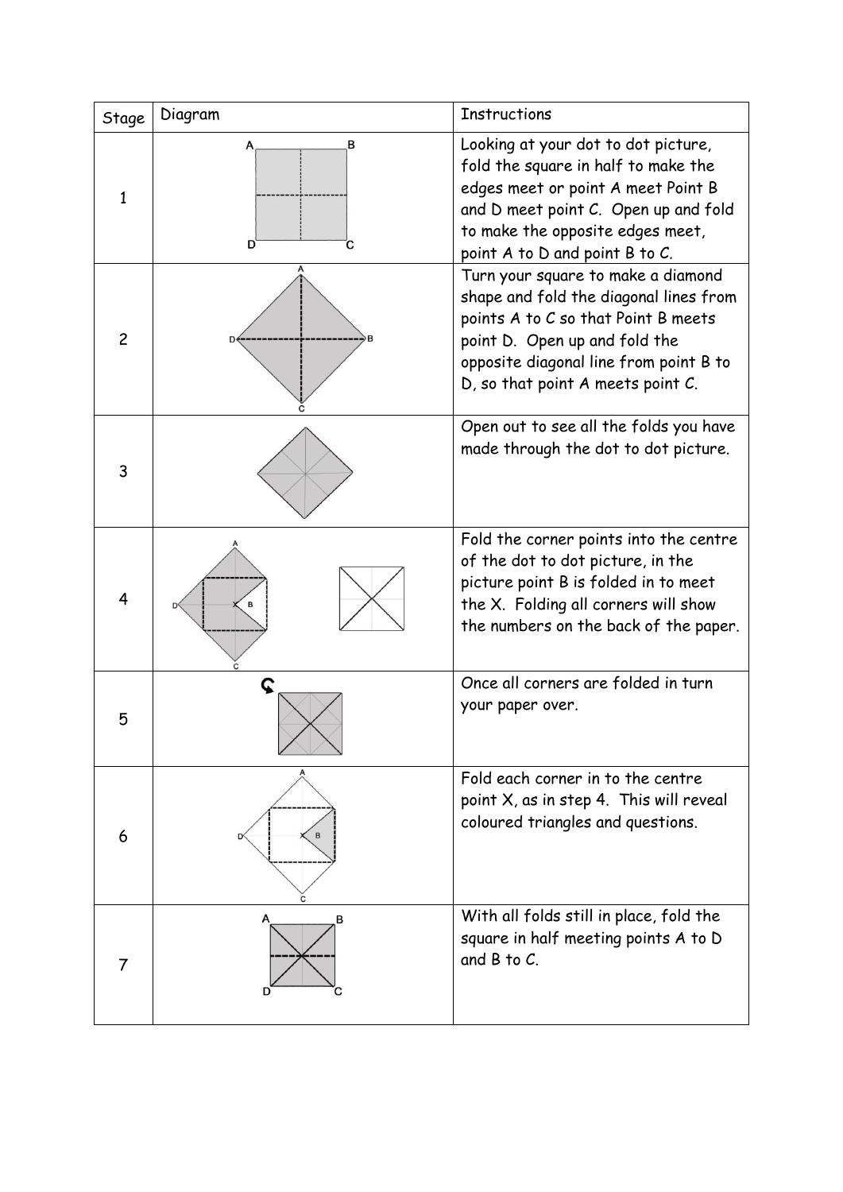| Stage | Diagram | Instructions |
| --- | --- | --- |
| 1 | A B D C | Looking at your dot to dot picture, fold the square in half to make the edges meet or point A meet Point B and D meet point C. Open up and fold to make the opposite edges meet, point A to D and point B to C. |
| 2 | A D B C | Turn your square to make a diamond shape and fold the diagonal lines from points A to C so that Point B meets point D. Open up and fold the opposite diagonal line from point B to D, so that point A meets point C. |
| 3 | | Open out to see all the folds you have made through the dot to dot picture. |
| 4 | A D X B C | Fold the corner points into the centre of the dot to dot picture, in the picture point B is folded in to meet the X. Folding all corners will show the numbers on the back of the paper. |
| 5 | | Once all corners are folded in turn your paper over. |
| 6 | A D X B C | Fold each corner in to the centre point X, as in step 4. This will reveal coloured triangles and questions. |
| 7 | A B D C | With all folds still in place, fold the square in half meeting points A to D and B to C. |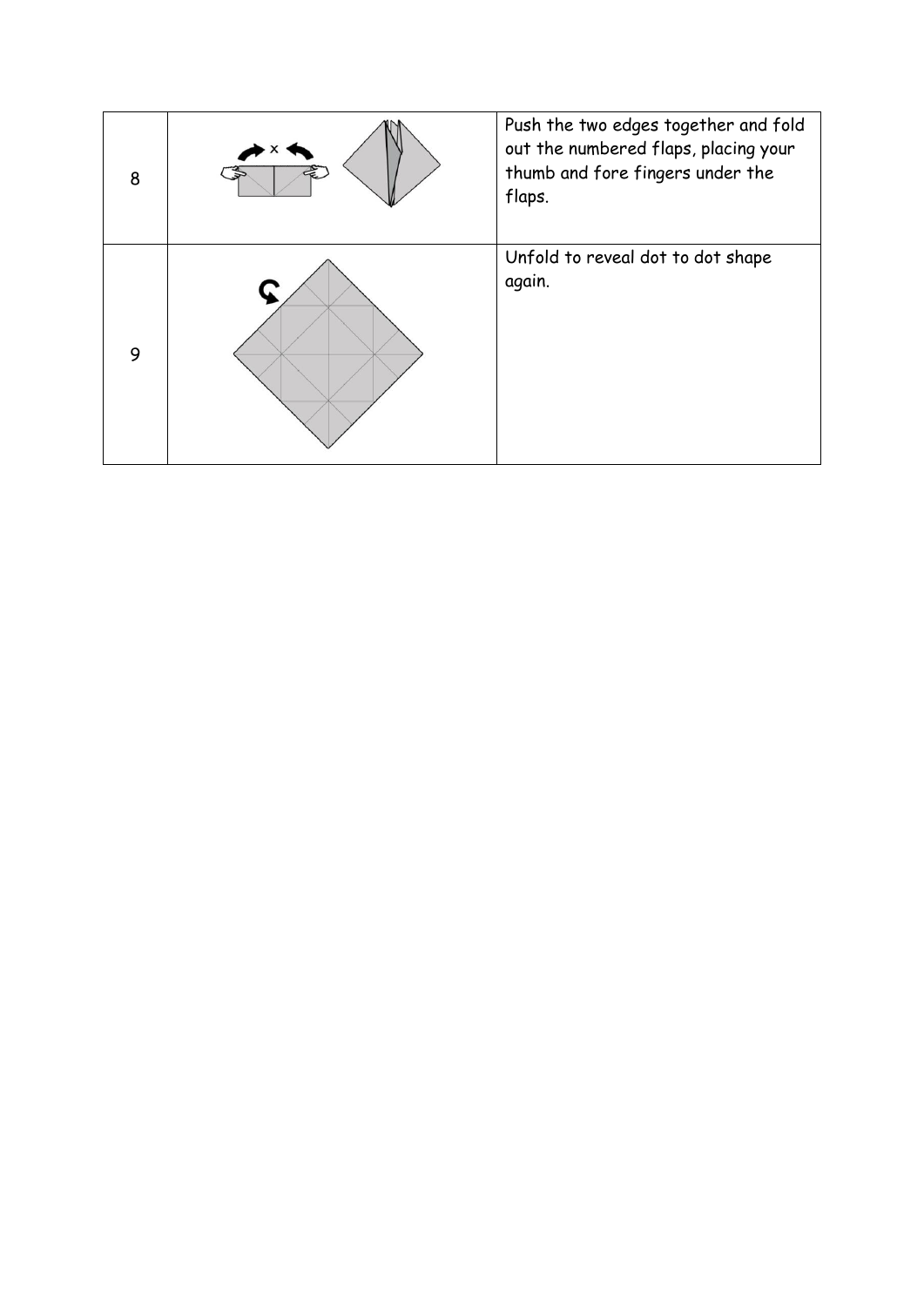| | | |
|---|---|---|
| 8 | | Push the two edges together and fold out the numbered flaps, placing your thumb and fore fingers under the flaps. |
| 9 | | Unfold to reveal dot to dot shape again. |